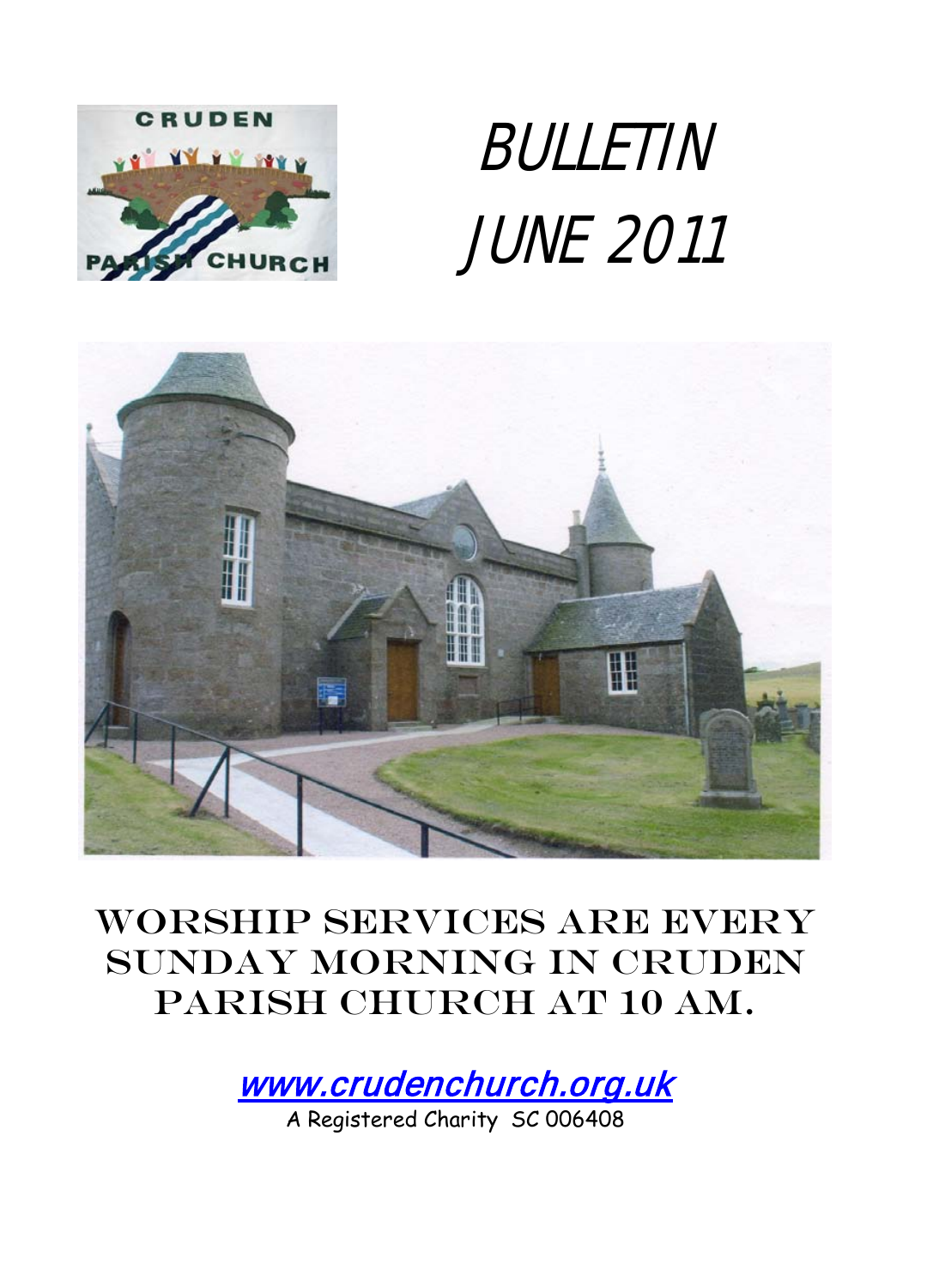# BULLETIN
# JUNE 2011

## WORSHIP SERVICES ARE EVERY SUNDAY MORNING IN CRUDEN PARISH CHURCH AT 10 AM.

www.crudenchurch.org.uk

A Registered Charity SC 006408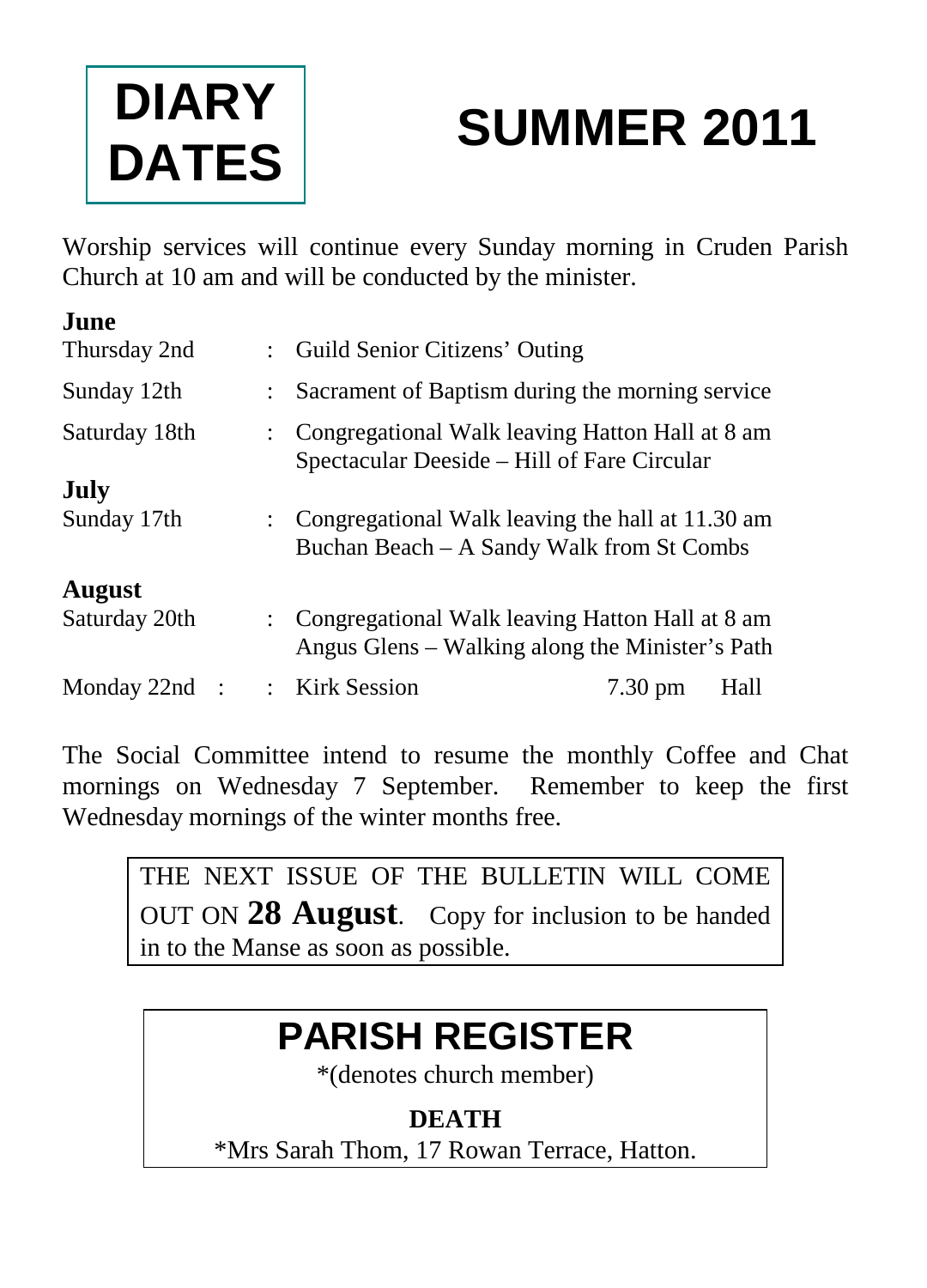# DIARY DATES

# SUMMER 2011

Worship services will continue every Sunday morning in Cruden Parish Church at 10 am and will be conducted by the minister.

**June**

| | | |
|---|---|---|
| Thursday 2nd | : | Guild Senior Citizens' Outing |
| Sunday 12th | : | Sacrament of Baptism during the morning service |
| Saturday 18th | : | Congregational Walk leaving Hatton Hall at 8 am<br>Spectacular Deeside – Hill of Fare Circular |

**July**

| | | |
|---|---|---|
| Sunday 17th | : | Congregational Walk leaving the hall at 11.30 am<br>Buchan Beach – A Sandy Walk from St Combs |

**August**

| | | |
|---|---|---|
| Saturday 20th | : | Congregational Walk leaving Hatton Hall at 8 am<br>Angus Glens – Walking along the Minister's Path |
| Monday 22nd : | : | Kirk Session 7.30 pm Hall |

The Social Committee intend to resume the monthly Coffee and Chat mornings on Wednesday 7 September. Remember to keep the first Wednesday mornings of the winter months free.

THE NEXT ISSUE OF THE BULLETIN WILL COME OUT ON **28 August**. Copy for inclusion to be handed in to the Manse as soon as possible.

## PARISH REGISTER

*(denotes church member)

**DEATH**

*Mrs Sarah Thom, 17 Rowan Terrace, Hatton.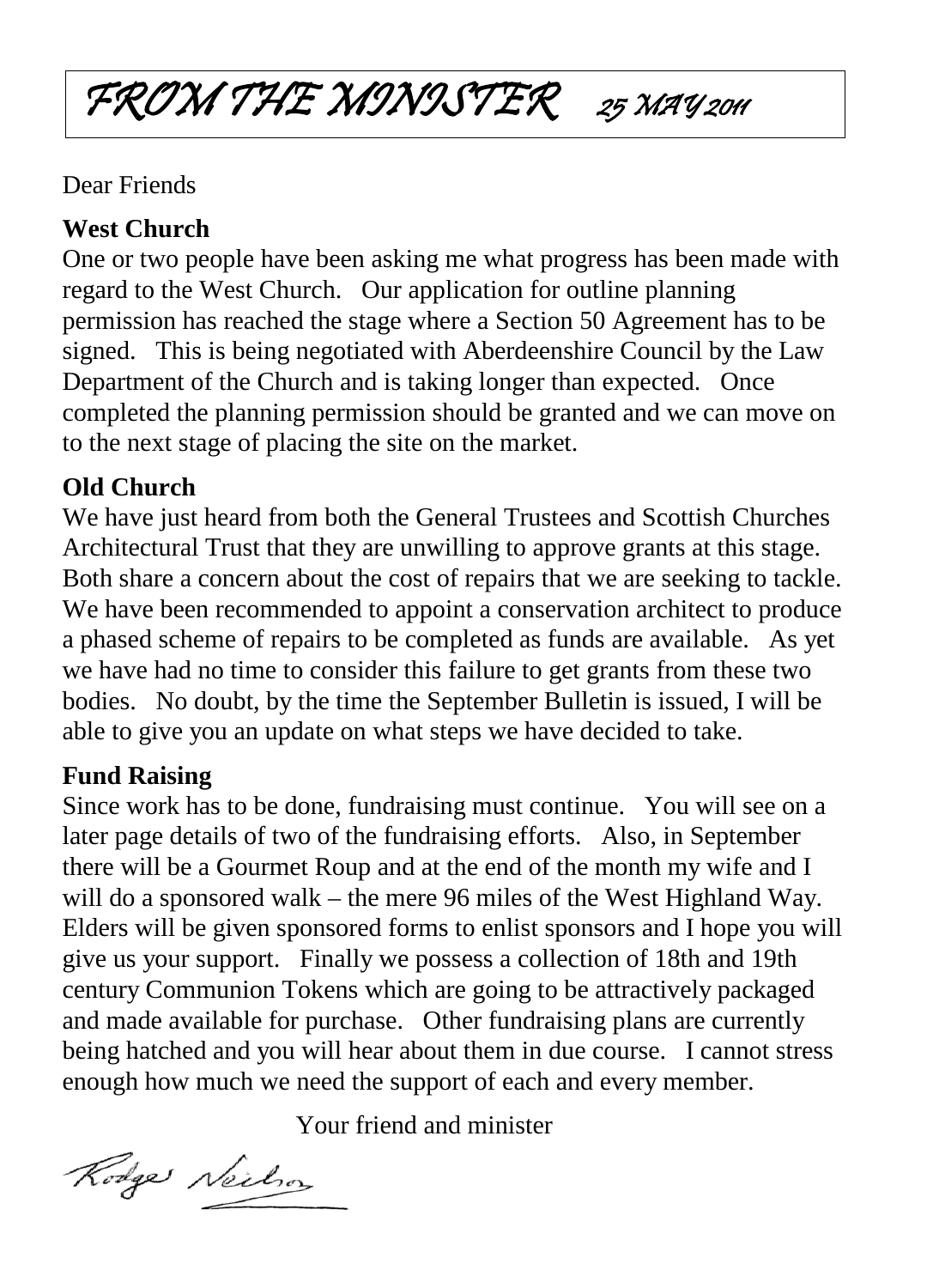# FROM THE MINISTER 25 MAY 2011

Dear Friends

**West Church**

One or two people have been asking me what progress has been made with regard to the West Church. Our application for outline planning permission has reached the stage where a Section 50 Agreement has to be signed. This is being negotiated with Aberdeenshire Council by the Law Department of the Church and is taking longer than expected. Once completed the planning permission should be granted and we can move on to the next stage of placing the site on the market.

**Old Church**

We have just heard from both the General Trustees and Scottish Churches Architectural Trust that they are unwilling to approve grants at this stage. Both share a concern about the cost of repairs that we are seeking to tackle. We have been recommended to appoint a conservation architect to produce a phased scheme of repairs to be completed as funds are available. As yet we have had no time to consider this failure to get grants from these two bodies. No doubt, by the time the September Bulletin is issued, I will be able to give you an update on what steps we have decided to take.

**Fund Raising**

Since work has to be done, fundraising must continue. You will see on a later page details of two of the fundraising efforts. Also, in September there will be a Gourmet Roup and at the end of the month my wife and I will do a sponsored walk – the mere 96 miles of the West Highland Way. Elders will be given sponsored forms to enlist sponsors and I hope you will give us your support. Finally we possess a collection of 18th and 19th century Communion Tokens which are going to be attractively packaged and made available for purchase. Other fundraising plans are currently being hatched and you will hear about them in due course. I cannot stress enough how much we need the support of each and every member.

Your friend and minister

Rodger Neilson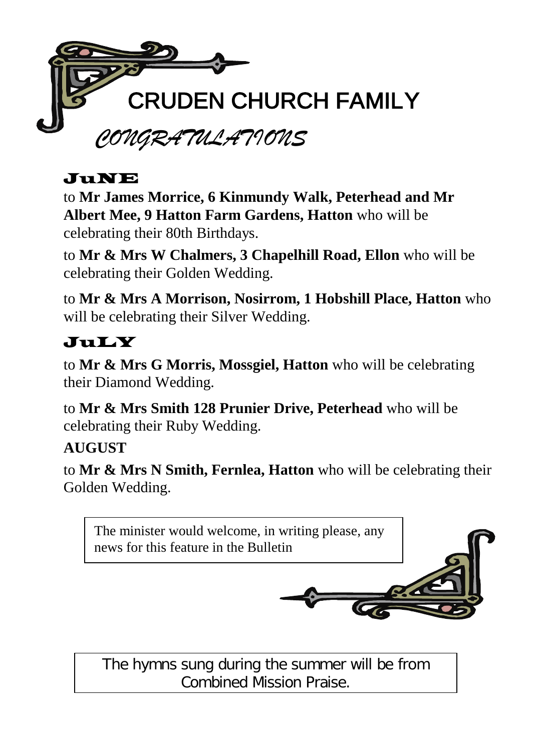# CRUDEN CHURCH FAMILY

## *CONGRATULATIONS*

### JuNE

to **Mr James Morrice, 6 Kinmundy Walk, Peterhead and Mr Albert Mee, 9 Hatton Farm Gardens, Hatton** who will be celebrating their 80th Birthdays.

to **Mr & Mrs W Chalmers, 3 Chapelhill Road, Ellon** who will be celebrating their Golden Wedding.

to **Mr & Mrs A Morrison, Nosirrom, 1 Hobshill Place, Hatton** who will be celebrating their Silver Wedding.

### JuLY

to **Mr & Mrs G Morris, Mossgiel, Hatton** who will be celebrating their Diamond Wedding.

to **Mr & Mrs Smith 128 Prunier Drive, Peterhead** who will be celebrating their Ruby Wedding.

### AUGUST

to **Mr & Mrs N Smith, Fernlea, Hatton** who will be celebrating their Golden Wedding.

The minister would welcome, in writing please, any news for this feature in the Bulletin

The hymns sung during the summer will be from Combined Mission Praise.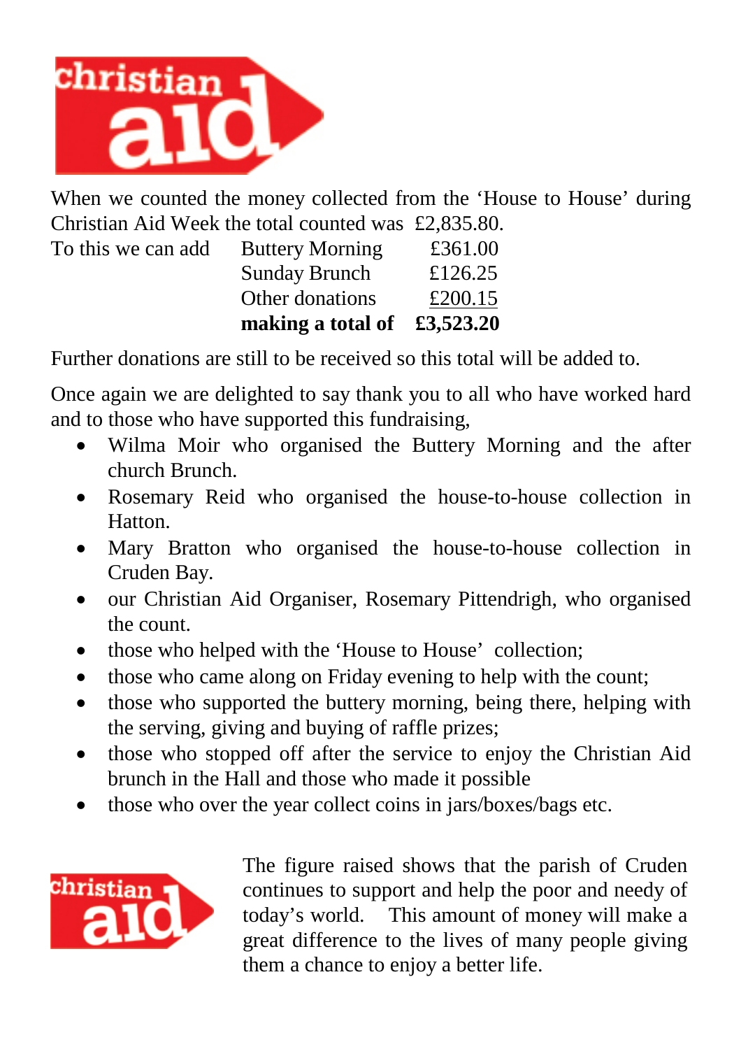When we counted the money collected from the 'House to House' during Christian Aid Week the total counted was £2,835.80.

| To this we can add | Buttery Morning | £361.00 |
|---|---|---|
| | Sunday Brunch | £126.25 |
| | Other donations | £200.15 |
| | **making a total of** | **£3,523.20** |

Further donations are still to be received so this total will be added to.

Once again we are delighted to say thank you to all who have worked hard and to those who have supported this fundraising,

- Wilma Moir who organised the Buttery Morning and the after church Brunch.
- Rosemary Reid who organised the house-to-house collection in Hatton.
- Mary Bratton who organised the house-to-house collection in Cruden Bay.
- our Christian Aid Organiser, Rosemary Pittendrigh, who organised the count.
- those who helped with the 'House to House' collection;
- those who came along on Friday evening to help with the count;
- those who supported the buttery morning, being there, helping with the serving, giving and buying of raffle prizes;
- those who stopped off after the service to enjoy the Christian Aid brunch in the Hall and those who made it possible
- those who over the year collect coins in jars/boxes/bags etc.

The figure raised shows that the parish of Cruden continues to support and help the poor and needy of today's world. This amount of money will make a great difference to the lives of many people giving them a chance to enjoy a better life.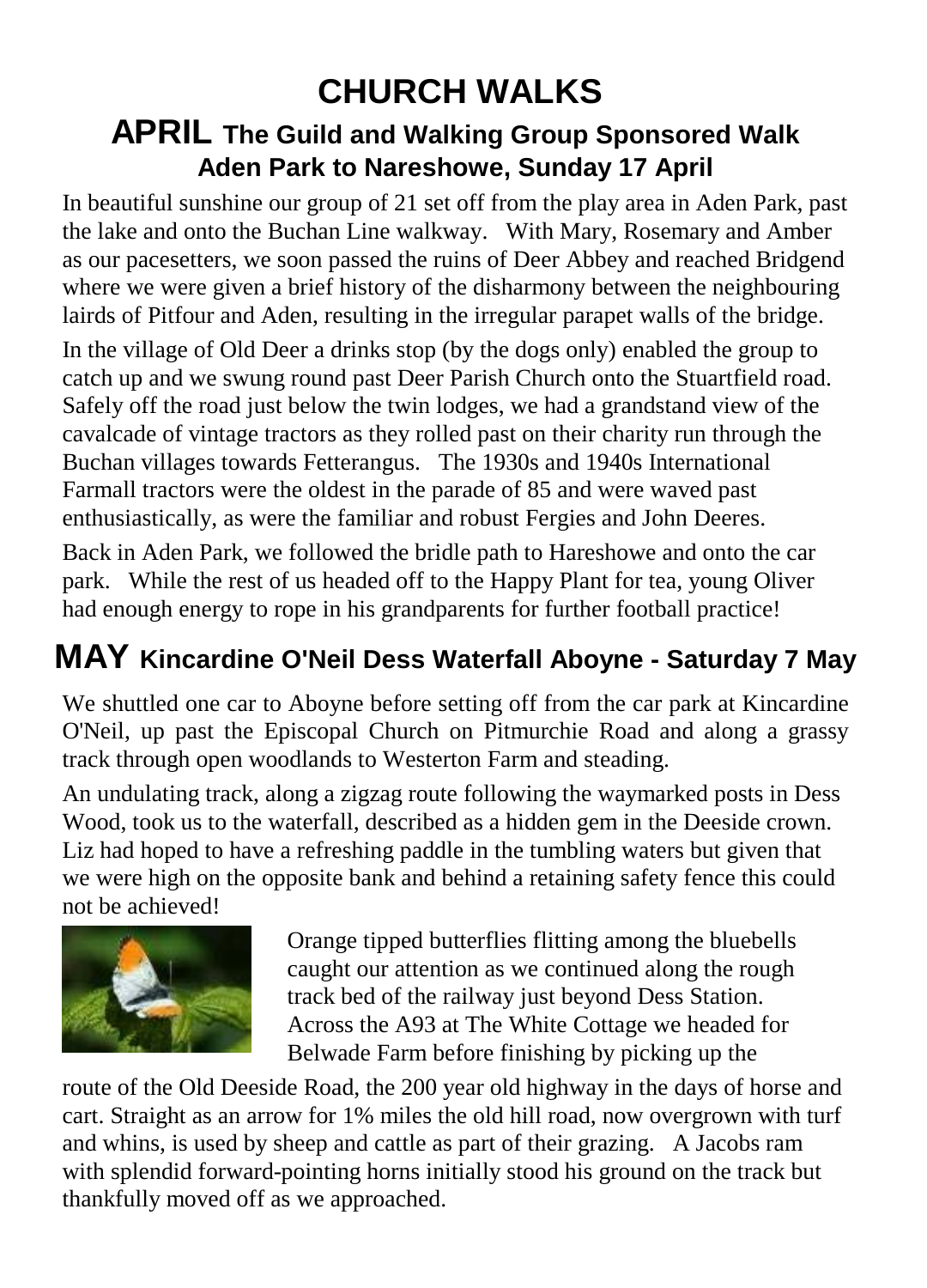# CHURCH WALKS

## APRIL The Guild and Walking Group Sponsored Walk

### Aden Park to Nareshowe, Sunday 17 April

In beautiful sunshine our group of 21 set off from the play area in Aden Park, past the lake and onto the Buchan Line walkway. With Mary, Rosemary and Amber as our pacesetters, we soon passed the ruins of Deer Abbey and reached Bridgend where we were given a brief history of the disharmony between the neighbouring lairds of Pitfour and Aden, resulting in the irregular parapet walls of the bridge.

In the village of Old Deer a drinks stop (by the dogs only) enabled the group to catch up and we swung round past Deer Parish Church onto the Stuartfield road. Safely off the road just below the twin lodges, we had a grandstand view of the cavalcade of vintage tractors as they rolled past on their charity run through the Buchan villages towards Fetterangus. The 1930s and 1940s International Farmall tractors were the oldest in the parade of 85 and were waved past enthusiastically, as were the familiar and robust Fergies and John Deeres.

Back in Aden Park, we followed the bridle path to Hareshowe and onto the car park. While the rest of us headed off to the Happy Plant for tea, young Oliver had enough energy to rope in his grandparents for further football practice!

## MAY Kincardine O'Neil Dess Waterfall Aboyne - Saturday 7 May

We shuttled one car to Aboyne before setting off from the car park at Kincardine O'Neil, up past the Episcopal Church on Pitmurchie Road and along a grassy track through open woodlands to Westerton Farm and steading.

An undulating track, along a zigzag route following the waymarked posts in Dess Wood, took us to the waterfall, described as a hidden gem in the Deeside crown. Liz had hoped to have a refreshing paddle in the tumbling waters but given that we were high on the opposite bank and behind a retaining safety fence this could not be achieved!

Orange tipped butterflies flitting among the bluebells caught our attention as we continued along the rough track bed of the railway just beyond Dess Station. Across the A93 at The White Cottage we headed for Belwade Farm before finishing by picking up the route of the Old Deeside Road, the 200 year old highway in the days of horse and cart. Straight as an arrow for 1% miles the old hill road, now overgrown with turf and whins, is used by sheep and cattle as part of their grazing. A Jacobs ram with splendid forward-pointing horns initially stood his ground on the track but thankfully moved off as we approached.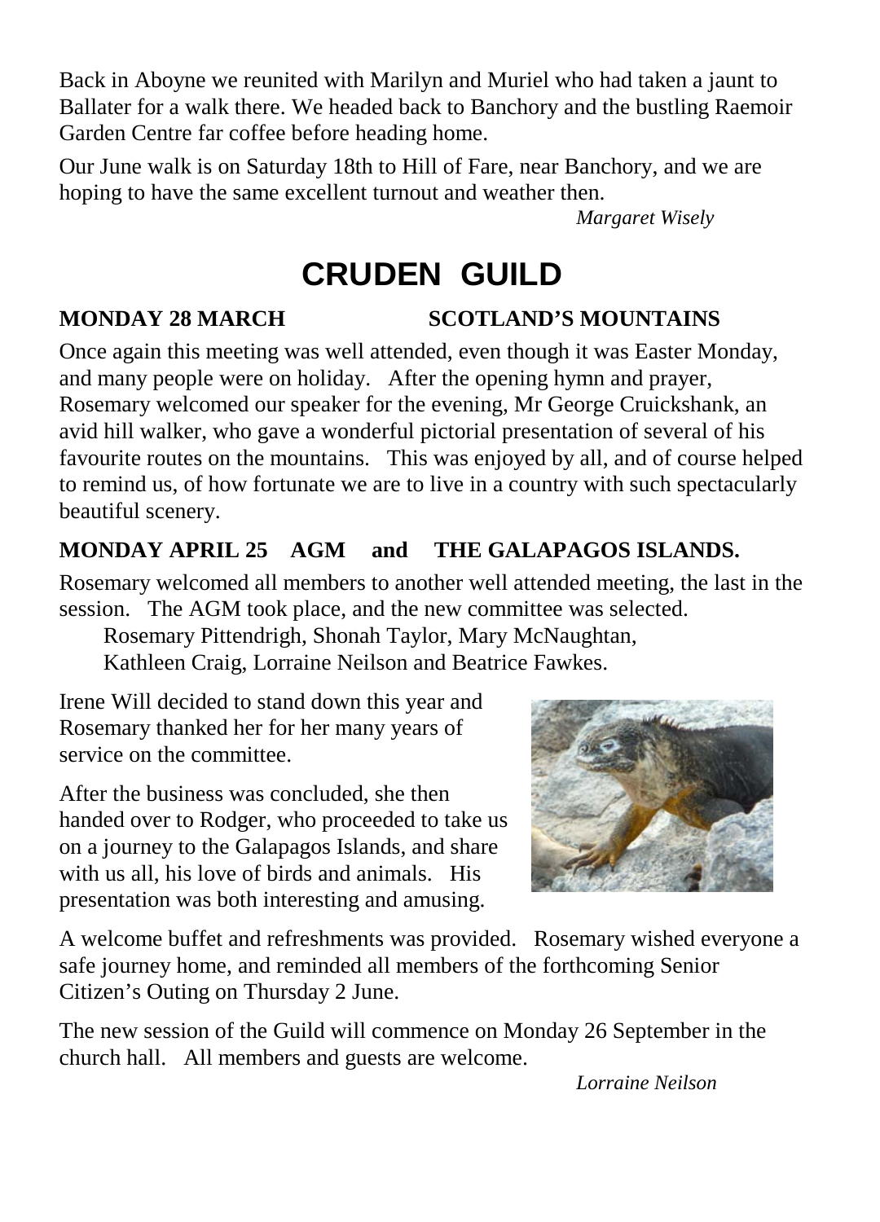Back in Aboyne we reunited with Marilyn and Muriel who had taken a jaunt to Ballater for a walk there. We headed back to Banchory and the bustling Raemoir Garden Centre far coffee before heading home.

Our June walk is on Saturday 18th to Hill of Fare, near Banchory, and we are hoping to have the same excellent turnout and weather then.

*Margaret Wisely*

# CRUDEN GUILD

**MONDAY 28 MARCH SCOTLAND'S MOUNTAINS**

Once again this meeting was well attended, even though it was Easter Monday, and many people were on holiday. After the opening hymn and prayer, Rosemary welcomed our speaker for the evening, Mr George Cruickshank, an avid hill walker, who gave a wonderful pictorial presentation of several of his favourite routes on the mountains. This was enjoyed by all, and of course helped to remind us, of how fortunate we are to live in a country with such spectacularly beautiful scenery.

**MONDAY APRIL 25 AGM and THE GALAPAGOS ISLANDS.**

Rosemary welcomed all members to another well attended meeting, the last in the session. The AGM took place, and the new committee was selected.

Rosemary Pittendrigh, Shonah Taylor, Mary McNaughtan,
Kathleen Craig, Lorraine Neilson and Beatrice Fawkes.

Irene Will decided to stand down this year and Rosemary thanked her for her many years of service on the committee.

After the business was concluded, she then handed over to Rodger, who proceeded to take us on a journey to the Galapagos Islands, and share with us all, his love of birds and animals. His presentation was both interesting and amusing.

A welcome buffet and refreshments was provided. Rosemary wished everyone a safe journey home, and reminded all members of the forthcoming Senior Citizen's Outing on Thursday 2 June.

The new session of the Guild will commence on Monday 26 September in the church hall. All members and guests are welcome.

*Lorraine Neilson*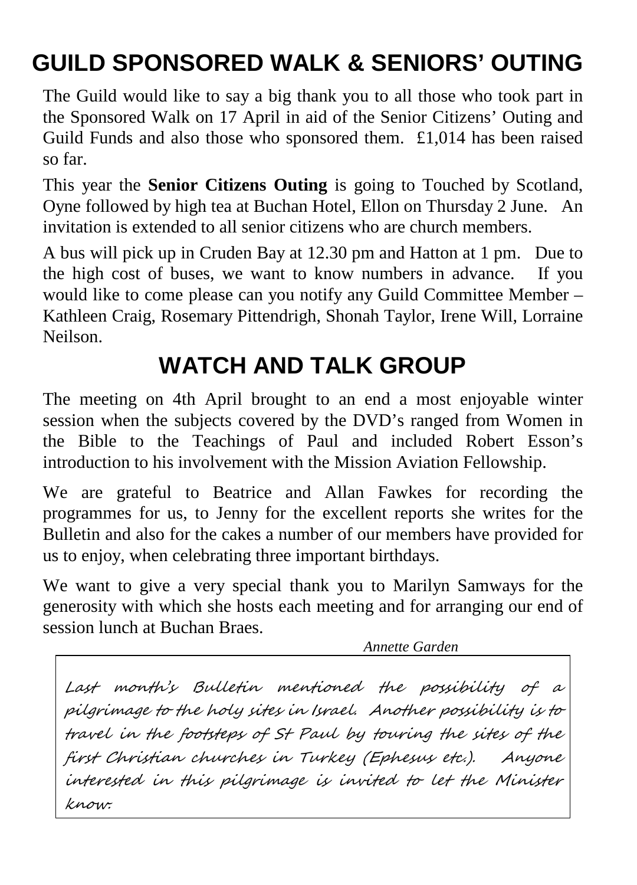# GUILD SPONSORED WALK & SENIORS' OUTING

The Guild would like to say a big thank you to all those who took part in the Sponsored Walk on 17 April in aid of the Senior Citizens' Outing and Guild Funds and also those who sponsored them. £1,014 has been raised so far.

This year the **Senior Citizens Outing** is going to Touched by Scotland, Oyne followed by high tea at Buchan Hotel, Ellon on Thursday 2 June. An invitation is extended to all senior citizens who are church members.

A bus will pick up in Cruden Bay at 12.30 pm and Hatton at 1 pm. Due to the high cost of buses, we want to know numbers in advance. If you would like to come please can you notify any Guild Committee Member – Kathleen Craig, Rosemary Pittendrigh, Shonah Taylor, Irene Will, Lorraine Neilson.

# WATCH AND TALK GROUP

The meeting on 4th April brought to an end a most enjoyable winter session when the subjects covered by the DVD's ranged from Women in the Bible to the Teachings of Paul and included Robert Esson's introduction to his involvement with the Mission Aviation Fellowship.

We are grateful to Beatrice and Allan Fawkes for recording the programmes for us, to Jenny for the excellent reports she writes for the Bulletin and also for the cakes a number of our members have provided for us to enjoy, when celebrating three important birthdays.

We want to give a very special thank you to Marilyn Samways for the generosity with which she hosts each meeting and for arranging our end of session lunch at Buchan Braes.

*Annette Garden*

Last month's Bulletin mentioned the possibility of a pilgrimage to the holy sites in Israel. Another possibility is to travel in the footsteps of St Paul by touring the sites of the first Christian churches in Turkey (Ephesus etc.). Anyone interested in this pilgrimage is invited to let the Minister know.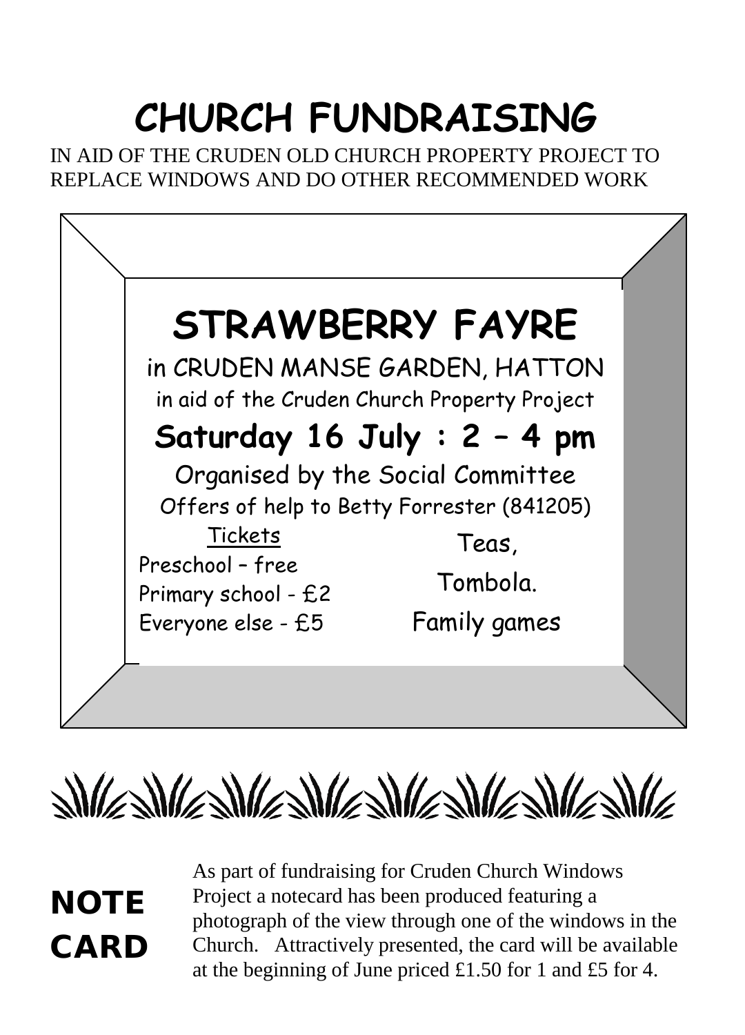# CHURCH FUNDRAISING

IN AID OF THE CRUDEN OLD CHURCH PROPERTY PROJECT TO REPLACE WINDOWS AND DO OTHER RECOMMENDED WORK

## STRAWBERRY FAYRE

in CRUDEN MANSE GARDEN, HATTON

in aid of the Cruden Church Property Project

**Saturday 16 July : 2 – 4 pm**

Organised by the Social Committee

Offers of help to Betty Forrester (841205)

<u>Tickets</u>

Preschool – free

Primary school - £2

Everyone else - £5

Teas,

Tombola.

Family games

## NOTE CARD

As part of fundraising for Cruden Church Windows Project a notecard has been produced featuring a photograph of the view through one of the windows in the Church. Attractively presented, the card will be available at the beginning of June priced £1.50 for 1 and £5 for 4.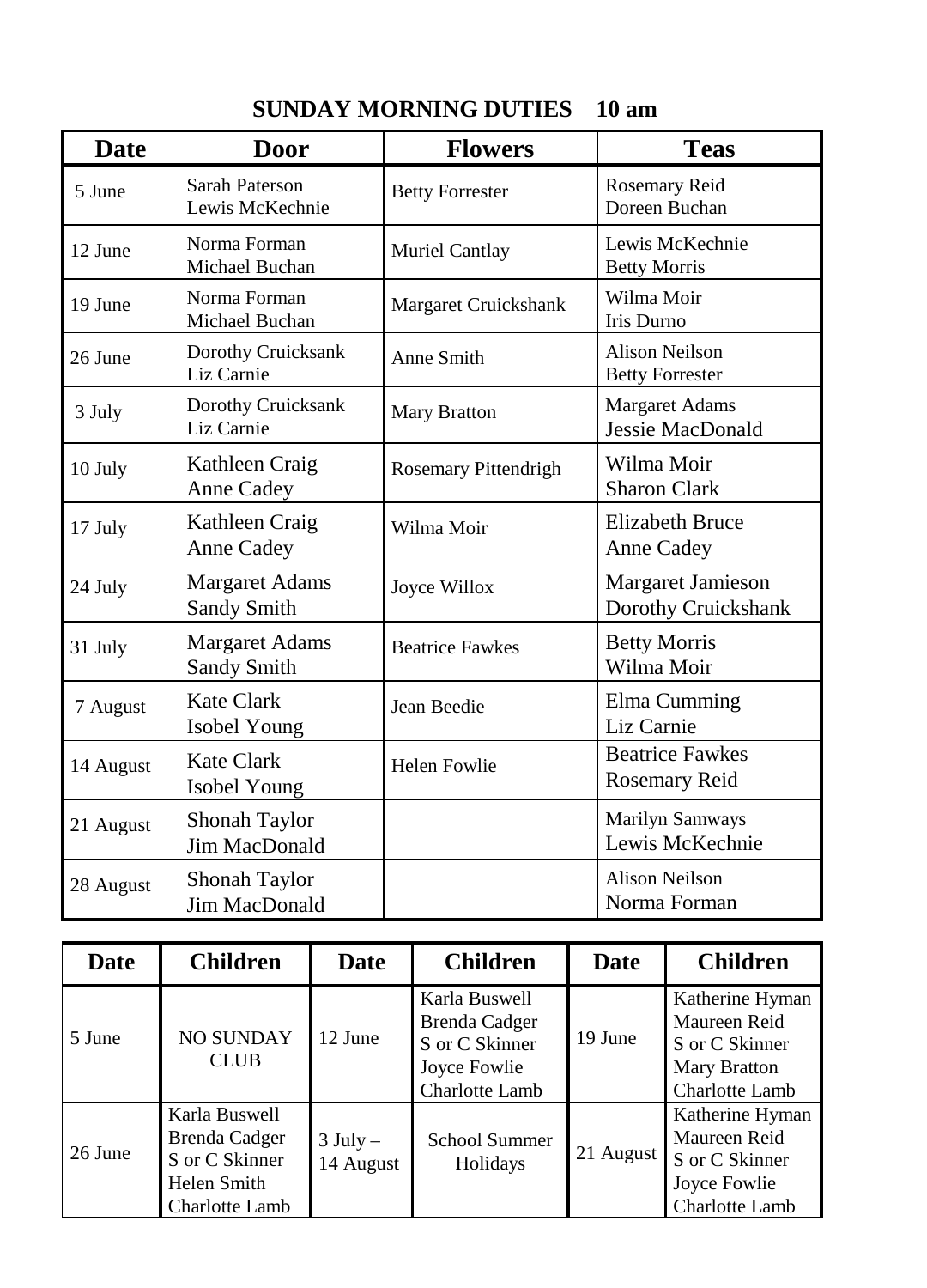## SUNDAY MORNING DUTIES 10 am

| Date | Door | Flowers | Teas |
|---|---|---|---|
| 5 June | Sarah Paterson<br>Lewis McKechnie | Betty Forrester | Rosemary Reid<br>Doreen Buchan |
| 12 June | Norma Forman<br>Michael Buchan | Muriel Cantlay | Lewis McKechnie<br>Betty Morris |
| 19 June | Norma Forman<br>Michael Buchan | Margaret Cruickshank | Wilma Moir<br>Iris Durno |
| 26 June | Dorothy Cruicksank<br>Liz Carnie | Anne Smith | Alison Neilson<br>Betty Forrester |
| 3 July | Dorothy Cruicksank<br>Liz Carnie | Mary Bratton | Margaret Adams<br>Jessie MacDonald |
| 10 July | Kathleen Craig<br>Anne Cadey | Rosemary Pittendrigh | Wilma Moir<br>Sharon Clark |
| 17 July | Kathleen Craig<br>Anne Cadey | Wilma Moir | Elizabeth Bruce<br>Anne Cadey |
| 24 July | Margaret Adams<br>Sandy Smith | Joyce Willox | Margaret Jamieson<br>Dorothy Cruickshank |
| 31 July | Margaret Adams<br>Sandy Smith | Beatrice Fawkes | Betty Morris<br>Wilma Moir |
| 7 August | Kate Clark<br>Isobel Young | Jean Beedie | Elma Cumming<br>Liz Carnie |
| 14 August | Kate Clark<br>Isobel Young | Helen Fowlie | Beatrice Fawkes<br>Rosemary Reid |
| 21 August | Shonah Taylor<br>Jim MacDonald | | Marilyn Samways<br>Lewis McKechnie |
| 28 August | Shonah Taylor<br>Jim MacDonald | | Alison Neilson<br>Norma Forman |

| Date | Children | Date | Children | Date | Children |
|---|---|---|---|---|---|
| 5 June | NO SUNDAY CLUB | 12 June | Karla Buswell<br>Brenda Cadger<br>S or C Skinner<br>Joyce Fowlie<br>Charlotte Lamb | 19 June | Katherine Hyman<br>Maureen Reid<br>S or C Skinner<br>Mary Bratton<br>Charlotte Lamb |
| 26 June | Karla Buswell<br>Brenda Cadger<br>S or C Skinner<br>Helen Smith<br>Charlotte Lamb | 3 July – 14 August | School Summer Holidays | 21 August | Katherine Hyman<br>Maureen Reid<br>S or C Skinner<br>Joyce Fowlie<br>Charlotte Lamb |